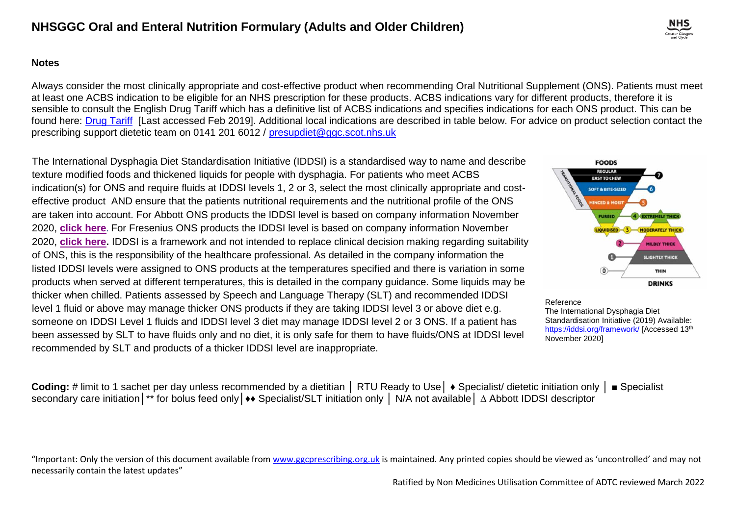# NHSGGC Oral and Enteral Nutrition Formulary (Adults and Older Children)

## Notes

Always consider the most clinically appropriate and cost-effective product when recommending Oral Nutritional Supplement (ONS). Patients must meet at least one ACBS indication to be eligible for an NHS prescription for these products. ACBS indications vary for different products, therefore it is sensible to consult the English Drug Tariff which has a definitive list of ACBS indications and specifies indications for each ONS product. This can be found here: Drug Tariff [Last accessed Feb 2019]. Additional local indications are described in table below. For advice on product selection contact the prescribing support dietetic team on 0141 201 6012 / presupdiet@ggc.scot.nhs.uk

The International Dysphagia Diet Standardisation Initiative (IDDSI) is a standardised way to name and describe texture modified foods and thickened liquids for people with dysphagia. For patients who meet ACBS indication(s) for ONS and require fluids at IDDSI levels 1, 2 or 3, select the most clinically appropriate and cost-effective product AND ensure that the patients nutritional requirements and the nutritional profile of the ONS are taken into account. For Abbott ONS products the IDDSI level is based on company information November 2020, **click here**. For Fresenius ONS products the IDDSI level is based on company information November 2020, **click here.** IDDSI is a framework and not intended to replace clinical decision making regarding suitability of ONS, this is the responsibility of the healthcare professional. As detailed in the company information the listed IDDSI levels were assigned to ONS products at the temperatures specified and there is variation in some products when served at different temperatures, this is detailed in the company guidance. Some liquids may be thicker when chilled. Patients assessed by Speech and Language Therapy (SLT) and recommended IDDSI level 1 fluid or above may manage thicker ONS products if they are taking IDDSI level 3 or above diet e.g. someone on IDDSI Level 1 fluids and IDDSI level 3 diet may manage IDDSI level 2 or 3 ONS. If a patient has been assessed by SLT to have fluids only and no diet, it is only safe for them to have fluids/ONS at IDDSI level recommended by SLT and products of a thicker IDDSI level are inappropriate.

Reference
The International Dysphagia Diet Standardisation Initiative (2019) Available: https://iddsi.org/framework/ [Accessed 13th November 2020]

**Coding:** # limit to 1 sachet per day unless recommended by a dietitian │ RTU Ready to Use│ ♦ Specialist/ dietetic initiation only │ ■ Specialist secondary care initiation│** for bolus feed only│♦♦ Specialist/SLT initiation only │ N/A not available│ ∆ Abbott IDDSI descriptor

"Important: Only the version of this document available from www.ggcprescribing.org.uk is maintained. Any printed copies should be viewed as 'uncontrolled' and may not necessarily contain the latest updates"

Ratified by Non Medicines Utilisation Committee of ADTC reviewed March 2022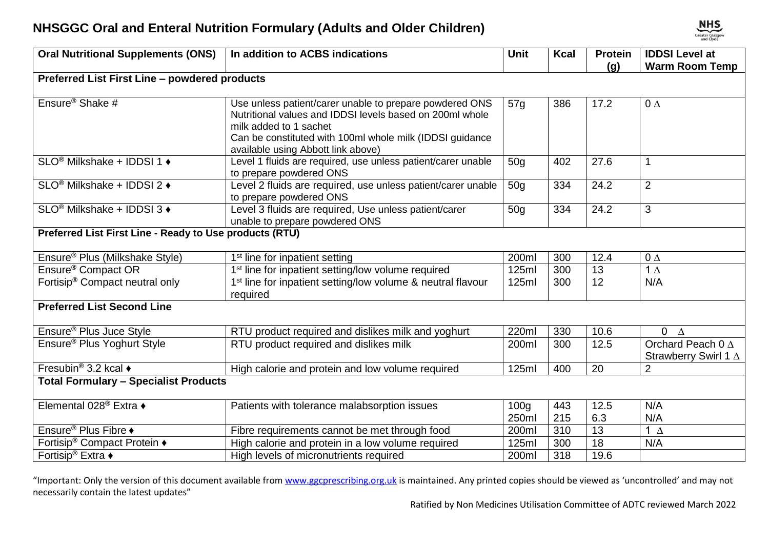# NHSGGC Oral and Enteral Nutrition Formulary (Adults and Older Children)

| Oral Nutritional Supplements (ONS) | In addition to ACBS indications | Unit | Kcal | Protein (g) | IDDSI Level at Warm Room Temp |
|---|---|---|---|---|---|
| **Preferred List First Line – powdered products** | | | | | |
| Ensure® Shake # | Use unless patient/carer unable to prepare powdered ONS<br>Nutritional values and IDDSI levels based on 200ml whole milk added to 1 sachet<br>Can be constituted with 100ml whole milk (IDDSI guidance available using Abbott link above) | 57g | 386 | 17.2 | 0 ∆ |
| SLO® Milkshake + IDDSI 1 ♦ | Level 1 fluids are required, use unless patient/carer unable to prepare powdered ONS | 50g | 402 | 27.6 | 1 |
| SLO® Milkshake + IDDSI 2 ♦ | Level 2 fluids are required, use unless patient/carer unable to prepare powdered ONS | 50g | 334 | 24.2 | 2 |
| SLO® Milkshake + IDDSI 3 ♦ | Level 3 fluids are required, Use unless patient/carer unable to prepare powdered ONS | 50g | 334 | 24.2 | 3 |
| **Preferred List First Line - Ready to Use products (RTU)** | | | | | |
| Ensure® Plus (Milkshake Style) | 1st line for inpatient setting | 200ml | 300 | 12.4 | 0 ∆ |
| Ensure® Compact OR | 1st line for inpatient setting/low volume required | 125ml | 300 | 13 | 1 ∆ |
| Fortisip® Compact neutral only | 1st line for inpatient setting/low volume & neutral flavour required | 125ml | 300 | 12 | N/A |
| **Preferred List Second Line** | | | | | |
| Ensure® Plus Juce Style | RTU product required and dislikes milk and yoghurt | 220ml | 330 | 10.6 | 0 ∆ |
| Ensure® Plus Yoghurt Style | RTU product required and dislikes milk | 200ml | 300 | 12.5 | Orchard Peach 0 ∆<br>Strawberry Swirl 1 ∆ |
| Fresubin® 3.2 kcal ♦ | High calorie and protein and low volume required | 125ml | 400 | 20 | 2 |
| **Total Formulary – Specialist Products** | | | | | |
| Elemental 028® Extra ♦ | Patients with tolerance malabsorption issues | 100g<br>250ml | 443<br>215 | 12.5<br>6.3 | N/A<br>N/A |
| Ensure® Plus Fibre ♦ | Fibre requirements cannot be met through food | 200ml | 310 | 13 | 1 ∆ |
| Fortisip® Compact Protein ♦ | High calorie and protein in a low volume required | 125ml | 300 | 18 | N/A |
| Fortisip® Extra ♦ | High levels of micronutrients required | 200ml | 318 | 19.6 | |

"Important: Only the version of this document available from www.ggcprescribing.org.uk is maintained. Any printed copies should be viewed as 'uncontrolled' and may not necessarily contain the latest updates"

Ratified by Non Medicines Utilisation Committee of ADTC reviewed March 2022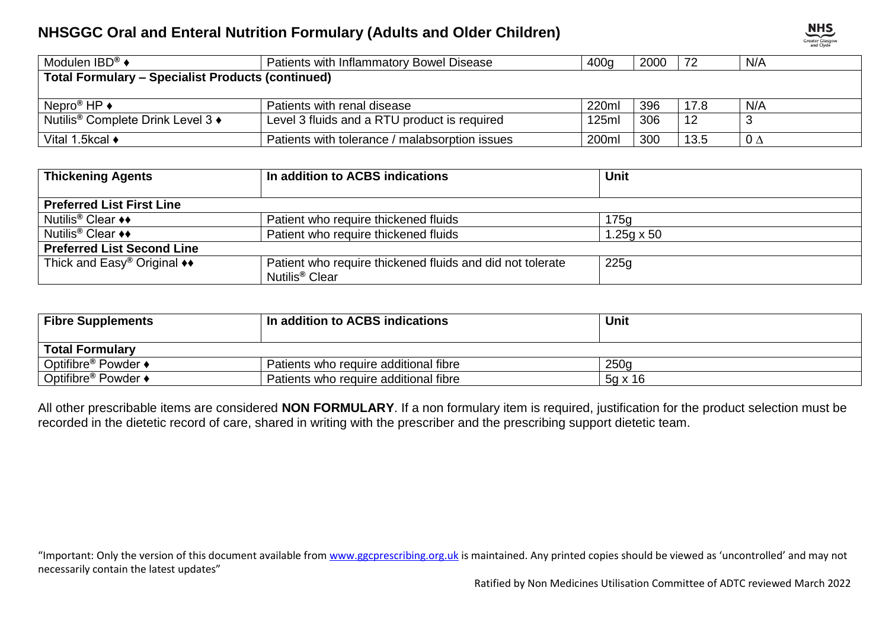# NHSGGC Oral and Enteral Nutrition Formulary (Adults and Older Children)

| | | | | | |
|---|---|---|---|---|---|
| Modulen IBD® ♦ | Patients with Inflammatory Bowel Disease | 400g | 2000 | 72 | N/A |
| **Total Formulary – Specialist Products (continued)** | | | | | |
| Nepro® HP ♦ | Patients with renal disease | 220ml | 396 | 17.8 | N/A |
| Nutilis® Complete Drink Level 3 ♦ | Level 3 fluids and a RTU product is required | 125ml | 306 | 12 | 3 |
| Vital 1.5kcal ♦ | Patients with tolerance / malabsorption issues | 200ml | 300 | 13.5 | 0 ∆ |

| Thickening Agents | In addition to ACBS indications | Unit |
|---|---|---|
| **Preferred List First Line** | | |
| Nutilis® Clear ♦♦ | Patient who require thickened fluids | 175g |
| Nutilis® Clear ♦♦ | Patient who require thickened fluids | 1.25g x 50 |
| **Preferred List Second Line** | | |
| Thick and Easy® Original ♦♦ | Patient who require thickened fluids and did not tolerate Nutilis® Clear | 225g |

| Fibre Supplements | In addition to ACBS indications | Unit |
|---|---|---|
| **Total Formulary** | | |
| Optifibre® Powder ♦ | Patients who require additional fibre | 250g |
| Optifibre® Powder ♦ | Patients who require additional fibre | 5g x 16 |

All other prescribable items are considered **NON FORMULARY**. If a non formulary item is required, justification for the product selection must be recorded in the dietetic record of care, shared in writing with the prescriber and the prescribing support dietetic team.

"Important: Only the version of this document available from www.ggcprescribing.org.uk is maintained. Any printed copies should be viewed as 'uncontrolled' and may not necessarily contain the latest updates"

Ratified by Non Medicines Utilisation Committee of ADTC reviewed March 2022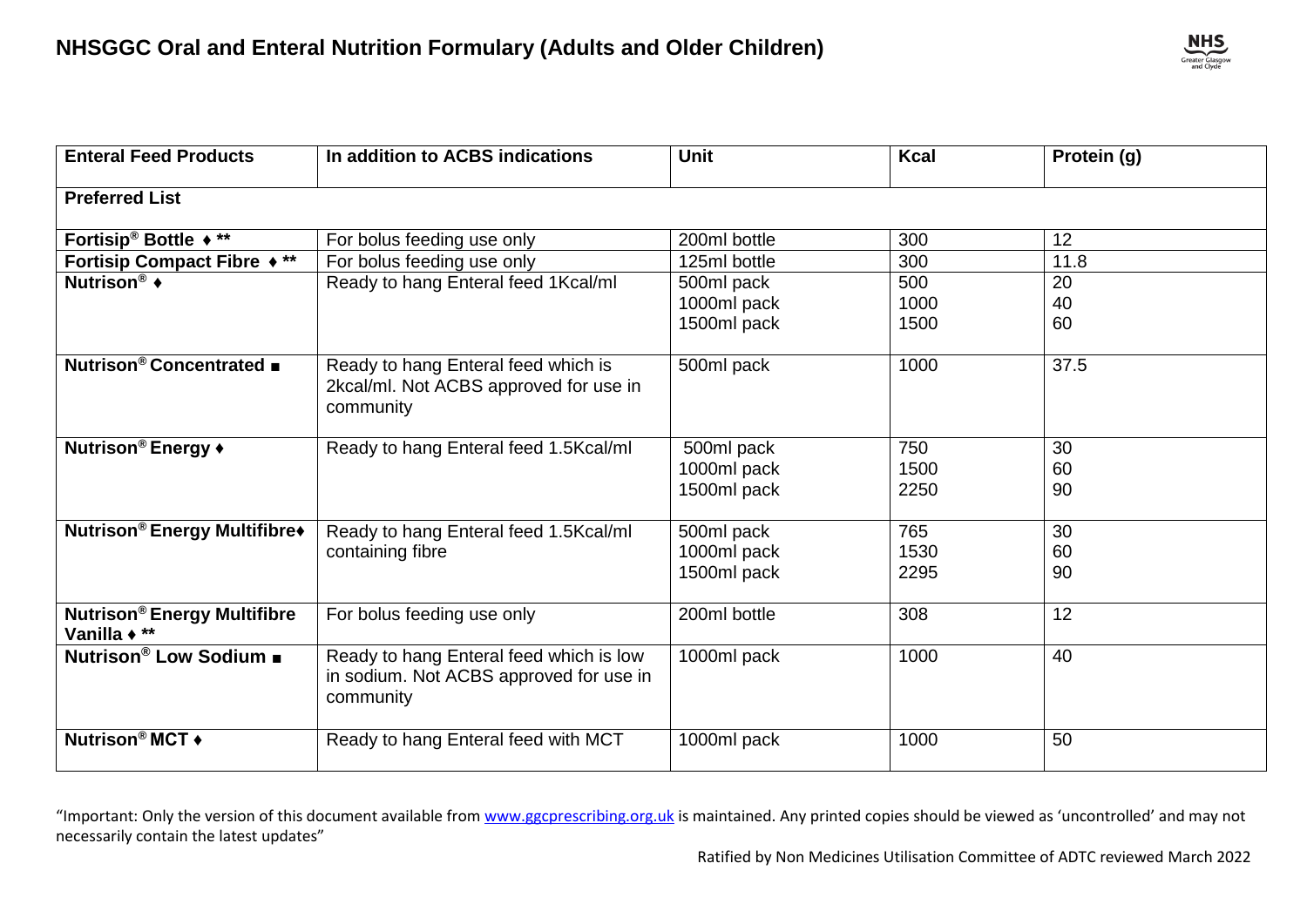# NHSGGC Oral and Enteral Nutrition Formulary (Adults and Older Children)

| Enteral Feed Products | In addition to ACBS indications | Unit | Kcal | Protein (g) |
|---|---|---|---|---|
| **Preferred List** | | | | |
| **Fortisip® Bottle ♦ \*\*** | For bolus feeding use only | 200ml bottle | 300 | 12 |
| **Fortisip Compact Fibre ♦ \*\*** | For bolus feeding use only | 125ml bottle | 300 | 11.8 |
| **Nutrison® ♦** | Ready to hang Enteral feed 1Kcal/ml | 500ml pack<br>1000ml pack<br>1500ml pack | 500<br>1000<br>1500 | 20<br>40<br>60 |
| **Nutrison® Concentrated ■** | Ready to hang Enteral feed which is 2kcal/ml. Not ACBS approved for use in community | 500ml pack | 1000 | 37.5 |
| **Nutrison® Energy ♦** | Ready to hang Enteral feed 1.5Kcal/ml | 500ml pack<br>1000ml pack<br>1500ml pack | 750<br>1500<br>2250 | 30<br>60<br>90 |
| **Nutrison® Energy Multifibre♦** | Ready to hang Enteral feed 1.5Kcal/ml containing fibre | 500ml pack<br>1000ml pack<br>1500ml pack | 765<br>1530<br>2295 | 30<br>60<br>90 |
| **Nutrison® Energy Multifibre Vanilla ♦ \*\*** | For bolus feeding use only | 200ml bottle | 308 | 12 |
| **Nutrison® Low Sodium ■** | Ready to hang Enteral feed which is low in sodium. Not ACBS approved for use in community | 1000ml pack | 1000 | 40 |
| **Nutrison® MCT ♦** | Ready to hang Enteral feed with MCT | 1000ml pack | 1000 | 50 |

"Important: Only the version of this document available from www.ggcprescribing.org.uk is maintained. Any printed copies should be viewed as 'uncontrolled' and may not necessarily contain the latest updates"

Ratified by Non Medicines Utilisation Committee of ADTC reviewed March 2022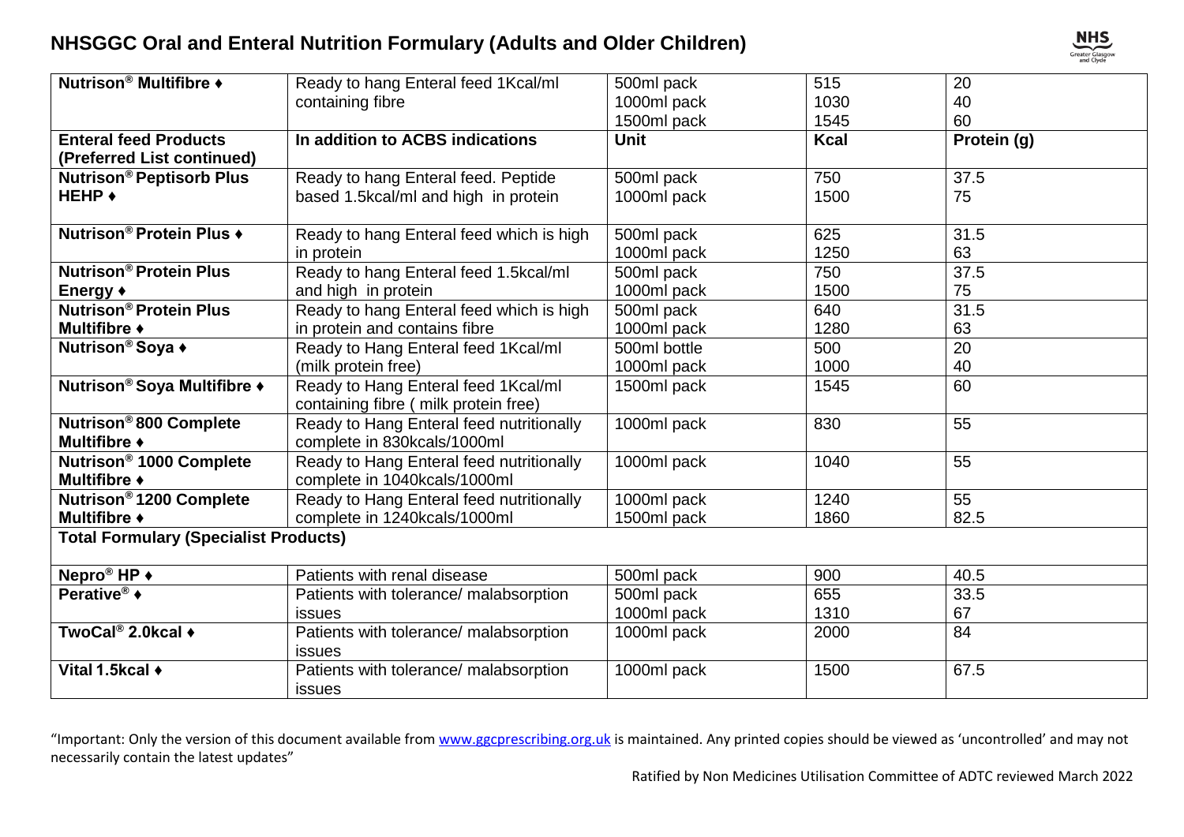# NHSGGC Oral and Enteral Nutrition Formulary (Adults and Older Children)

| | | | | |
|---|---|---|---|---|
| **Nutrison® Multifibre ♦** | Ready to hang Enteral feed 1Kcal/ml containing fibre | 500ml pack<br>1000ml pack<br>1500ml pack | 515<br>1030<br>1545 | 20<br>40<br>60 |
| **Enteral feed Products (Preferred List continued)** | **In addition to ACBS indications** | **Unit** | **Kcal** | **Protein (g)** |
| **Nutrison® Peptisorb Plus HEHP ♦** | Ready to hang Enteral feed. Peptide based 1.5kcal/ml and high in protein | 500ml pack<br>1000ml pack | 750<br>1500 | 37.5<br>75 |
| **Nutrison® Protein Plus ♦** | Ready to hang Enteral feed which is high in protein | 500ml pack<br>1000ml pack | 625<br>1250 | 31.5<br>63 |
| **Nutrison® Protein Plus Energy ♦** | Ready to hang Enteral feed 1.5kcal/ml and high in protein | 500ml pack<br>1000ml pack | 750<br>1500 | 37.5<br>75 |
| **Nutrison® Protein Plus Multifibre ♦** | Ready to hang Enteral feed which is high in protein and contains fibre | 500ml pack<br>1000ml pack | 640<br>1280 | 31.5<br>63 |
| **Nutrison® Soya ♦** | Ready to Hang Enteral feed 1Kcal/ml (milk protein free) | 500ml bottle<br>1000ml pack | 500<br>1000 | 20<br>40 |
| **Nutrison® Soya Multifibre ♦** | Ready to Hang Enteral feed 1Kcal/ml containing fibre ( milk protein free) | 1500ml pack | 1545 | 60 |
| **Nutrison® 800 Complete Multifibre ♦** | Ready to Hang Enteral feed nutritionally complete in 830kcals/1000ml | 1000ml pack | 830 | 55 |
| **Nutrison® 1000 Complete Multifibre ♦** | Ready to Hang Enteral feed nutritionally complete in 1040kcals/1000ml | 1000ml pack | 1040 | 55 |
| **Nutrison® 1200 Complete Multifibre ♦** | Ready to Hang Enteral feed nutritionally complete in 1240kcals/1000ml | 1000ml pack<br>1500ml pack | 1240<br>1860 | 55<br>82.5 |
| **Total Formulary (Specialist Products)** | | | | |
| **Nepro® HP ♦** | Patients with renal disease | 500ml pack | 900 | 40.5 |
| **Perative® ♦** | Patients with tolerance/ malabsorption issues | 500ml pack<br>1000ml pack | 655<br>1310 | 33.5<br>67 |
| **TwoCal® 2.0kcal ♦** | Patients with tolerance/ malabsorption issues | 1000ml pack | 2000 | 84 |
| **Vital 1.5kcal ♦** | Patients with tolerance/ malabsorption issues | 1000ml pack | 1500 | 67.5 |

"Important: Only the version of this document available from www.ggcprescribing.org.uk is maintained. Any printed copies should be viewed as 'uncontrolled' and may not necessarily contain the latest updates"

Ratified by Non Medicines Utilisation Committee of ADTC reviewed March 2022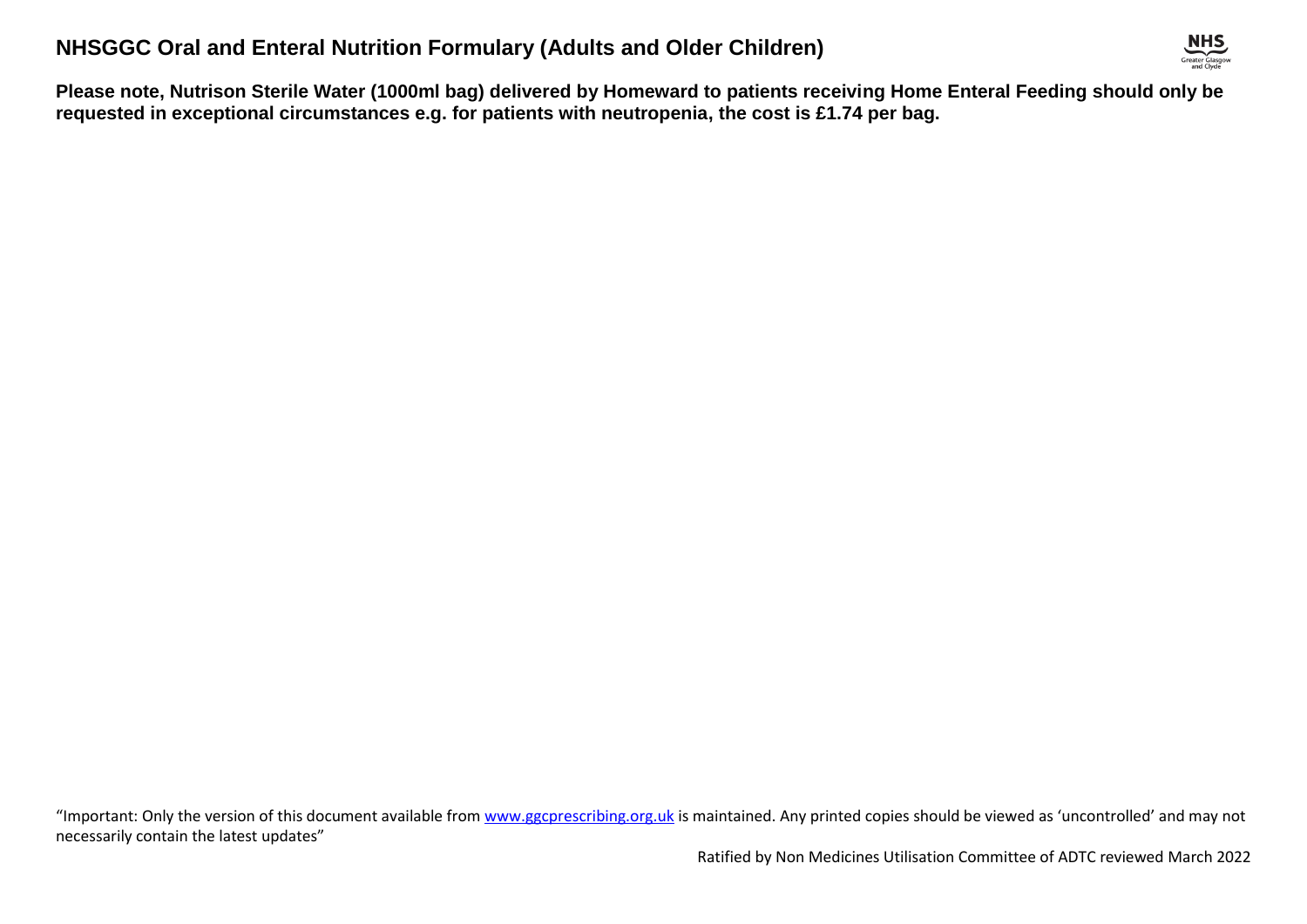**Please note, Nutrison Sterile Water (1000ml bag) delivered by Homeward to patients receiving Home Enteral Feeding should only be requested in exceptional circumstances e.g. for patients with neutropenia, the cost is £1.74 per bag.**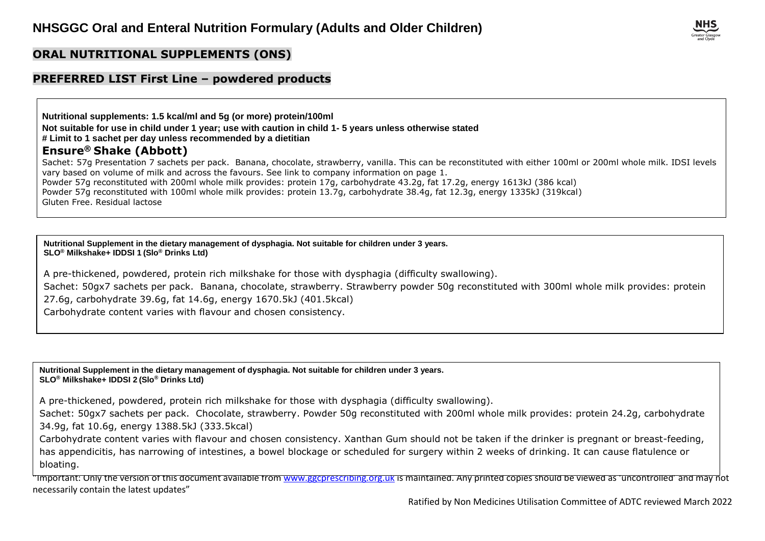## ORAL NUTRITIONAL SUPPLEMENTS (ONS)

## PREFERRED LIST First Line – powdered products

**Nutritional supplements: 1.5 kcal/ml and 5g (or more) protein/100ml**
**Not suitable for use in child under 1 year; use with caution in child 1- 5 years unless otherwise stated**
**# Limit to 1 sachet per day unless recommended by a dietitian**

### Ensure® Shake (Abbott)

Sachet: 57g Presentation 7 sachets per pack. Banana, chocolate, strawberry, vanilla. This can be reconstituted with either 100ml or 200ml whole milk. IDSI levels vary based on volume of milk and across the favours. See link to company information on page 1.
Powder 57g reconstituted with 200ml whole milk provides: protein 17g, carbohydrate 43.2g, fat 17.2g, energy 1613kJ (386 kcal)
Powder 57g reconstituted with 100ml whole milk provides: protein 13.7g, carbohydrate 38.4g, fat 12.3g, energy 1335kJ (319kcal)
Gluten Free. Residual lactose

**Nutritional Supplement in the dietary management of dysphagia. Not suitable for children under 3 years.**
**SLO® Milkshake+ IDDSI 1 (Slo® Drinks Ltd)**

A pre-thickened, powdered, protein rich milkshake for those with dysphagia (difficulty swallowing).
Sachet: 50gx7 sachets per pack. Banana, chocolate, strawberry. Strawberry powder 50g reconstituted with 300ml whole milk provides: protein 27.6g, carbohydrate 39.6g, fat 14.6g, energy 1670.5kJ (401.5kcal)
Carbohydrate content varies with flavour and chosen consistency.

**Nutritional Supplement in the dietary management of dysphagia. Not suitable for children under 3 years.**
**SLO® Milkshake+ IDDSI 2 (Slo® Drinks Ltd)**

A pre-thickened, powdered, protein rich milkshake for those with dysphagia (difficulty swallowing).
Sachet: 50gx7 sachets per pack. Chocolate, strawberry. Powder 50g reconstituted with 200ml whole milk provides: protein 24.2g, carbohydrate 34.9g, fat 10.6g, energy 1388.5kJ (333.5kcal)
Carbohydrate content varies with flavour and chosen consistency. Xanthan Gum should not be taken if the drinker is pregnant or breast-feeding, has appendicitis, has narrowing of intestines, a bowel blockage or scheduled for surgery within 2 weeks of drinking. It can cause flatulence or bloating.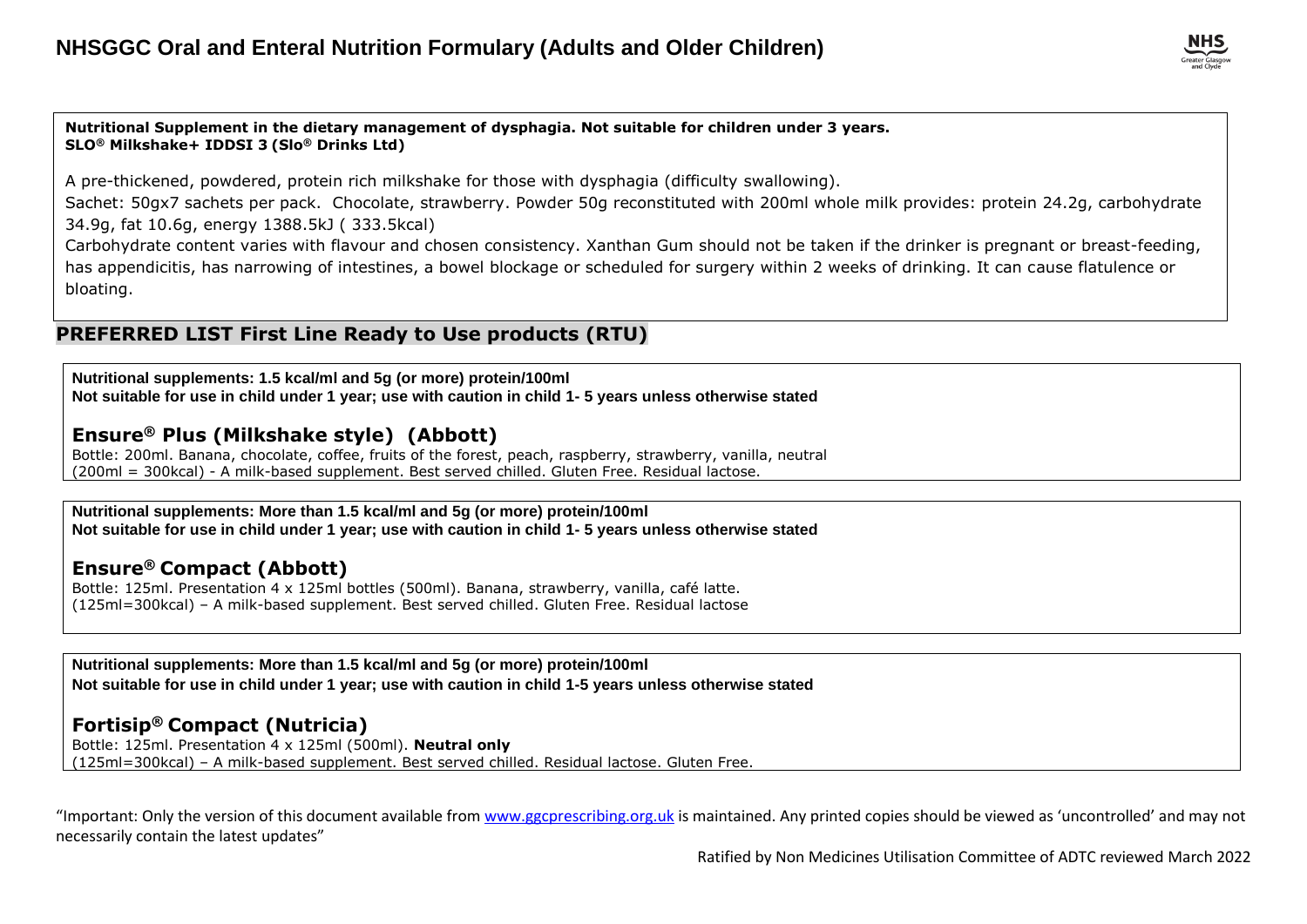**Nutritional Supplement in the dietary management of dysphagia. Not suitable for children under 3 years.**
**SLO® Milkshake+ IDDSI 3 (Slo® Drinks Ltd)**

A pre-thickened, powdered, protein rich milkshake for those with dysphagia (difficulty swallowing).
Sachet: 50gx7 sachets per pack. Chocolate, strawberry. Powder 50g reconstituted with 200ml whole milk provides: protein 24.2g, carbohydrate 34.9g, fat 10.6g, energy 1388.5kJ ( 333.5kcal)
Carbohydrate content varies with flavour and chosen consistency. Xanthan Gum should not be taken if the drinker is pregnant or breast-feeding, has appendicitis, has narrowing of intestines, a bowel blockage or scheduled for surgery within 2 weeks of drinking. It can cause flatulence or bloating.

## PREFERRED LIST First Line Ready to Use products (RTU)

**Nutritional supplements: 1.5 kcal/ml and 5g (or more) protein/100ml**
**Not suitable for use in child under 1 year; use with caution in child 1- 5 years unless otherwise stated**

### Ensure® Plus (Milkshake style) (Abbott)

Bottle: 200ml. Banana, chocolate, coffee, fruits of the forest, peach, raspberry, strawberry, vanilla, neutral
(200ml = 300kcal) - A milk-based supplement. Best served chilled. Gluten Free. Residual lactose.

**Nutritional supplements: More than 1.5 kcal/ml and 5g (or more) protein/100ml**
**Not suitable for use in child under 1 year; use with caution in child 1- 5 years unless otherwise stated**

### Ensure® Compact (Abbott)

Bottle: 125ml. Presentation 4 x 125ml bottles (500ml). Banana, strawberry, vanilla, café latte.
(125ml=300kcal) – A milk-based supplement. Best served chilled. Gluten Free. Residual lactose

**Nutritional supplements: More than 1.5 kcal/ml and 5g (or more) protein/100ml**
**Not suitable for use in child under 1 year; use with caution in child 1-5 years unless otherwise stated**

### Fortisip® Compact (Nutricia)

Bottle: 125ml. Presentation 4 x 125ml (500ml). **Neutral only**
(125ml=300kcal) – A milk-based supplement. Best served chilled. Residual lactose. Gluten Free.

"Important: Only the version of this document available from www.ggcprescribing.org.uk is maintained. Any printed copies should be viewed as 'uncontrolled' and may not necessarily contain the latest updates"

Ratified by Non Medicines Utilisation Committee of ADTC reviewed March 2022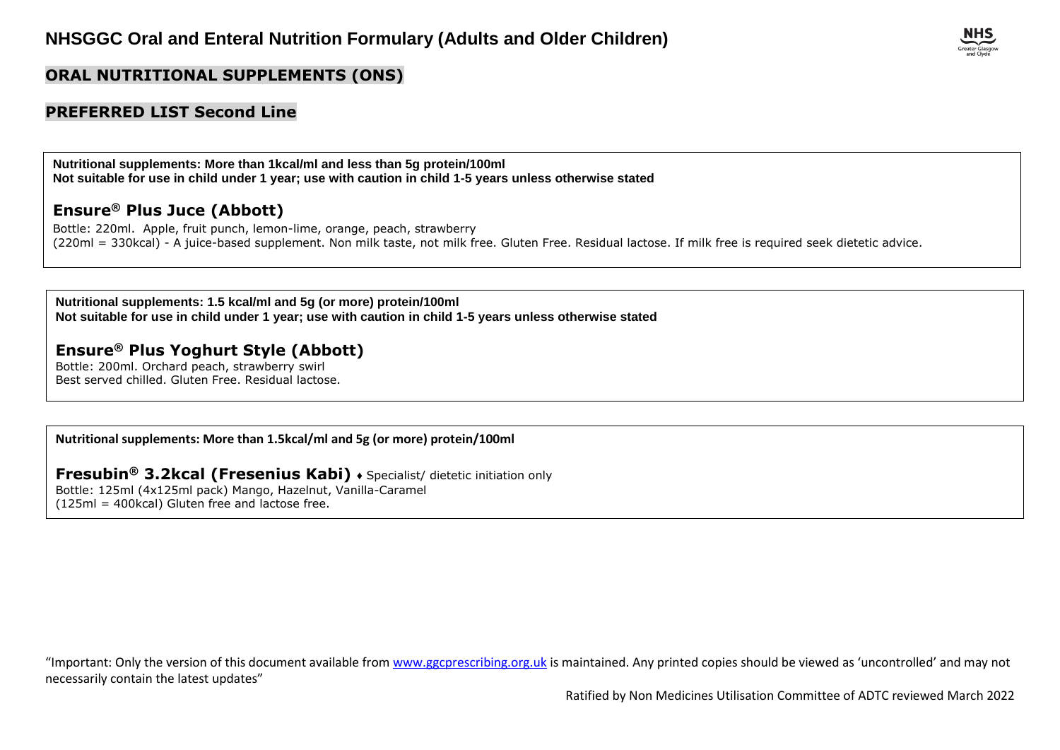## ORAL NUTRITIONAL SUPPLEMENTS (ONS)

## PREFERRED LIST Second Line

**Nutritional supplements: More than 1kcal/ml and less than 5g protein/100ml**
**Not suitable for use in child under 1 year; use with caution in child 1-5 years unless otherwise stated**

### Ensure® Plus Juce (Abbott)

Bottle: 220ml. Apple, fruit punch, lemon-lime, orange, peach, strawberry
(220ml = 330kcal) - A juice-based supplement. Non milk taste, not milk free. Gluten Free. Residual lactose. If milk free is required seek dietetic advice.

**Nutritional supplements: 1.5 kcal/ml and 5g (or more) protein/100ml**
**Not suitable for use in child under 1 year; use with caution in child 1-5 years unless otherwise stated**

### Ensure® Plus Yoghurt Style (Abbott)

Bottle: 200ml. Orchard peach, strawberry swirl
Best served chilled. Gluten Free. Residual lactose.

**Nutritional supplements: More than 1.5kcal/ml and 5g (or more) protein/100ml**

### Fresubin® 3.2kcal (Fresenius Kabi) ♦ Specialist/ dietetic initiation only

Bottle: 125ml (4x125ml pack) Mango, Hazelnut, Vanilla-Caramel
(125ml = 400kcal) Gluten free and lactose free.

"Important: Only the version of this document available from www.ggcprescribing.org.uk is maintained. Any printed copies should be viewed as 'uncontrolled' and may not necessarily contain the latest updates"

Ratified by Non Medicines Utilisation Committee of ADTC reviewed March 2022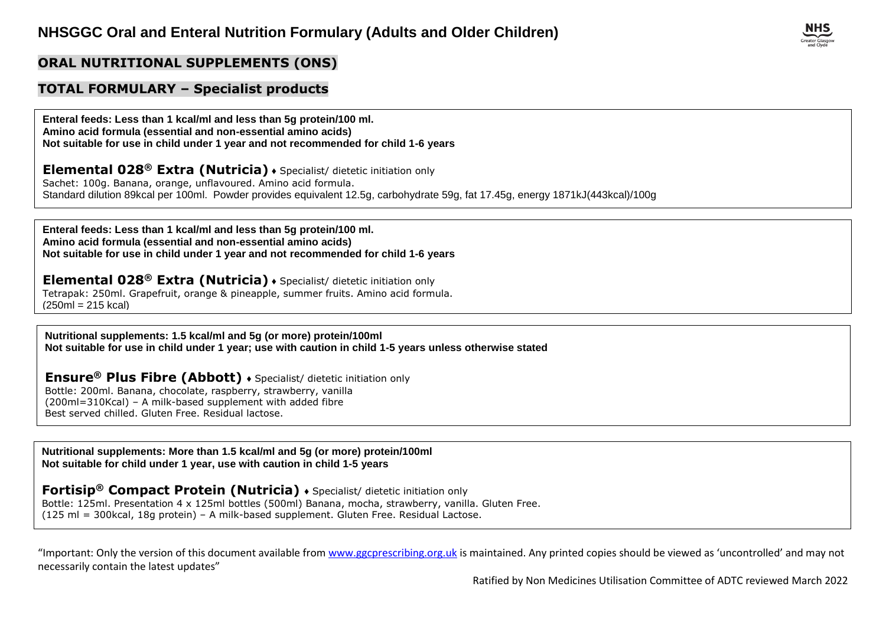# NHSGGC Oral and Enteral Nutrition Formulary (Adults and Older Children)

## ORAL NUTRITIONAL SUPPLEMENTS (ONS)

## TOTAL FORMULARY – Specialist products

**Enteral feeds: Less than 1 kcal/ml and less than 5g protein/100 ml.**
**Amino acid formula (essential and non-essential amino acids)**
**Not suitable for use in child under 1 year and not recommended for child 1-6 years**

**Elemental 028® Extra (Nutricia)** ♦ Specialist/ dietetic initiation only
Sachet: 100g. Banana, orange, unflavoured. Amino acid formula.
Standard dilution 89kcal per 100ml. Powder provides equivalent 12.5g, carbohydrate 59g, fat 17.45g, energy 1871kJ(443kcal)/100g

---

**Enteral feeds: Less than 1 kcal/ml and less than 5g protein/100 ml.**
**Amino acid formula (essential and non-essential amino acids)**
**Not suitable for use in child under 1 year and not recommended for child 1-6 years**

**Elemental 028® Extra (Nutricia)** ♦ Specialist/ dietetic initiation only
Tetrapak: 250ml. Grapefruit, orange & pineapple, summer fruits. Amino acid formula.
(250ml = 215 kcal)

---

**Nutritional supplements: 1.5 kcal/ml and 5g (or more) protein/100ml**
**Not suitable for use in child under 1 year; use with caution in child 1-5 years unless otherwise stated**

**Ensure® Plus Fibre (Abbott)** ♦ Specialist/ dietetic initiation only
Bottle: 200ml. Banana, chocolate, raspberry, strawberry, vanilla
(200ml=310Kcal) – A milk-based supplement with added fibre
Best served chilled. Gluten Free. Residual lactose.

---

**Nutritional supplements: More than 1.5 kcal/ml and 5g (or more) protein/100ml**
**Not suitable for child under 1 year, use with caution in child 1-5 years**

**Fortisip® Compact Protein (Nutricia)** ♦ Specialist/ dietetic initiation only
Bottle: 125ml. Presentation 4 x 125ml bottles (500ml) Banana, mocha, strawberry, vanilla. Gluten Free.
(125 ml = 300kcal, 18g protein) – A milk-based supplement. Gluten Free. Residual Lactose.

"Important: Only the version of this document available from www.ggcprescribing.org.uk is maintained. Any printed copies should be viewed as 'uncontrolled' and may not necessarily contain the latest updates"

Ratified by Non Medicines Utilisation Committee of ADTC reviewed March 2022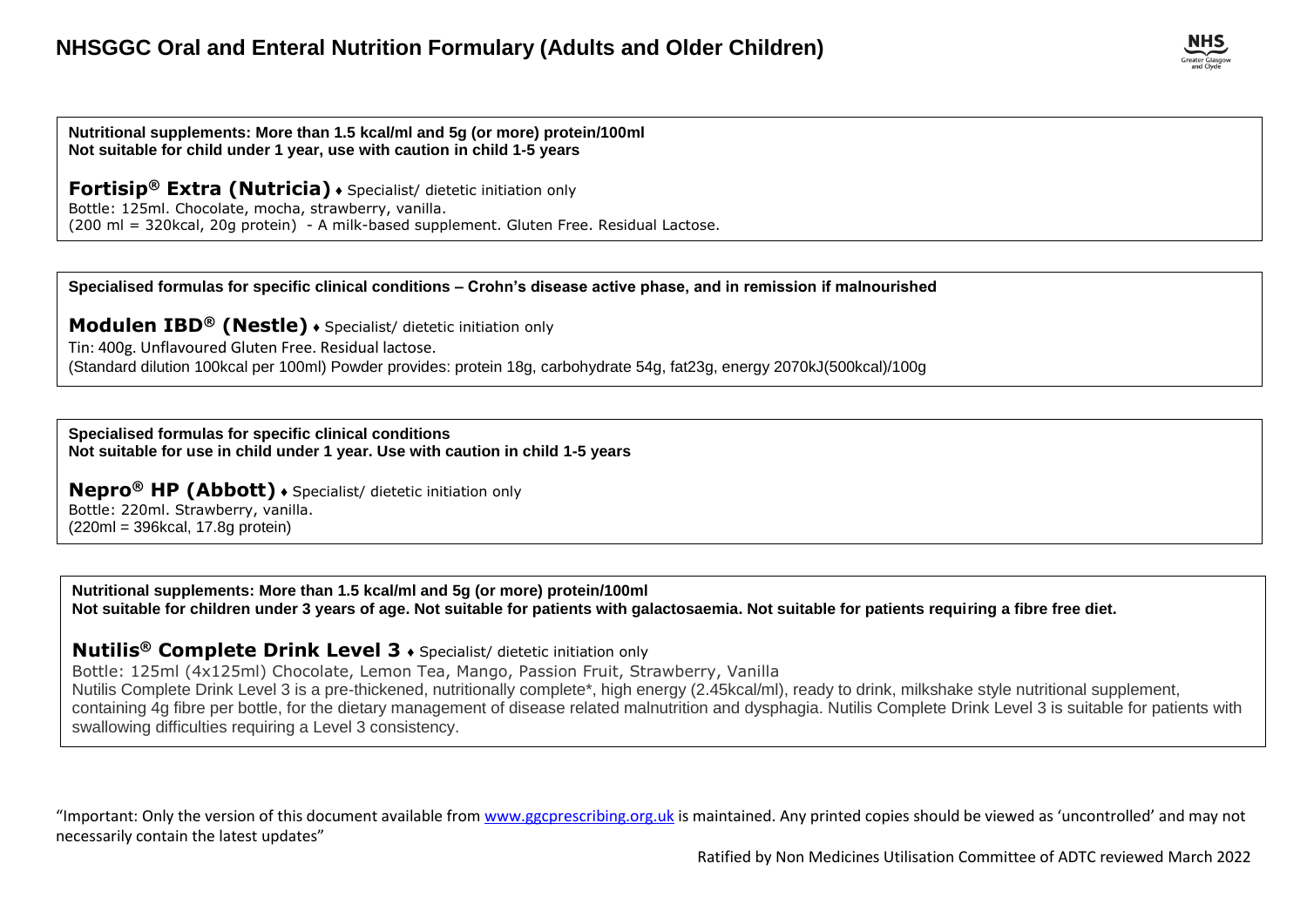**Nutritional supplements: More than 1.5 kcal/ml and 5g (or more) protein/100ml**
**Not suitable for child under 1 year, use with caution in child 1-5 years**

**Fortisip® Extra (Nutricia)** ♦ Specialist/ dietetic initiation only
Bottle: 125ml. Chocolate, mocha, strawberry, vanilla.
(200 ml = 320kcal, 20g protein) - A milk-based supplement. Gluten Free. Residual Lactose.

**Specialised formulas for specific clinical conditions – Crohn's disease active phase, and in remission if malnourished**

**Modulen IBD® (Nestle)** ♦ Specialist/ dietetic initiation only
Tin: 400g. Unflavoured Gluten Free. Residual lactose.
(Standard dilution 100kcal per 100ml) Powder provides: protein 18g, carbohydrate 54g, fat23g, energy 2070kJ(500kcal)/100g

**Specialised formulas for specific clinical conditions**
**Not suitable for use in child under 1 year. Use with caution in child 1-5 years**

**Nepro® HP (Abbott)** ♦ Specialist/ dietetic initiation only
Bottle: 220ml. Strawberry, vanilla.
(220ml = 396kcal, 17.8g protein)

**Nutritional supplements: More than 1.5 kcal/ml and 5g (or more) protein/100ml**
**Not suitable for children under 3 years of age. Not suitable for patients with galactosaemia. Not suitable for patients requiring a fibre free diet.**

**Nutilis® Complete Drink Level 3** ♦ Specialist/ dietetic initiation only
Bottle: 125ml (4x125ml) Chocolate, Lemon Tea, Mango, Passion Fruit, Strawberry, Vanilla
Nutilis Complete Drink Level 3 is a pre-thickened, nutritionally complete*, high energy (2.45kcal/ml), ready to drink, milkshake style nutritional supplement, containing 4g fibre per bottle, for the dietary management of disease related malnutrition and dysphagia. Nutilis Complete Drink Level 3 is suitable for patients with swallowing difficulties requiring a Level 3 consistency.

"Important: Only the version of this document available from www.ggcprescribing.org.uk is maintained. Any printed copies should be viewed as 'uncontrolled' and may not necessarily contain the latest updates"

Ratified by Non Medicines Utilisation Committee of ADTC reviewed March 2022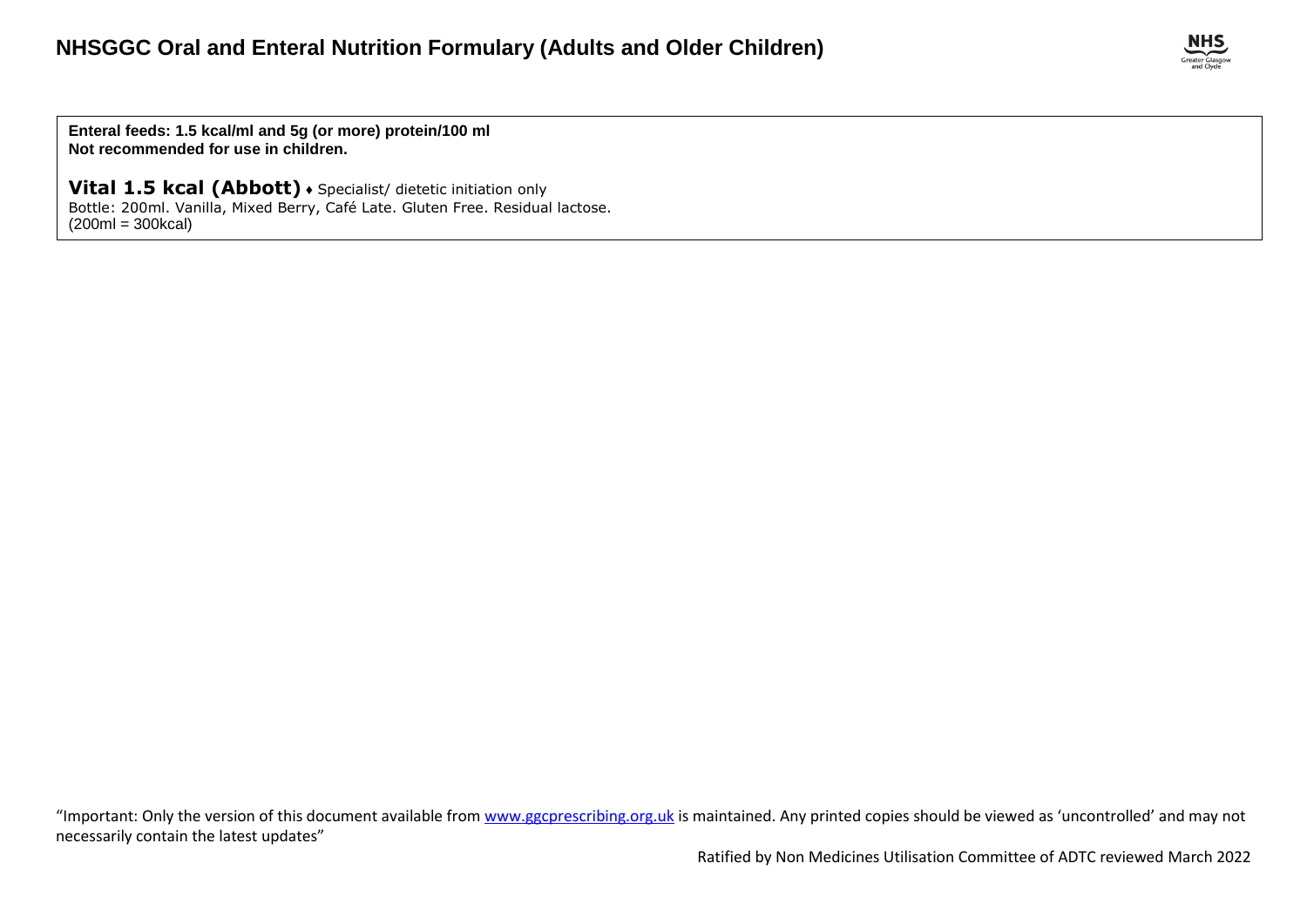**Enteral feeds: 1.5 kcal/ml and 5g (or more) protein/100 ml**
**Not recommended for use in children.**

**Vital 1.5 kcal (Abbott)** ♦ Specialist/ dietetic initiation only
Bottle: 200ml. Vanilla, Mixed Berry, Café Late. Gluten Free. Residual lactose.
(200ml = 300kcal)

"Important: Only the version of this document available from [www.ggcprescribing.org.uk](http://www.ggcprescribing.org.uk) is maintained. Any printed copies should be viewed as 'uncontrolled' and may not necessarily contain the latest updates"

Ratified by Non Medicines Utilisation Committee of ADTC reviewed March 2022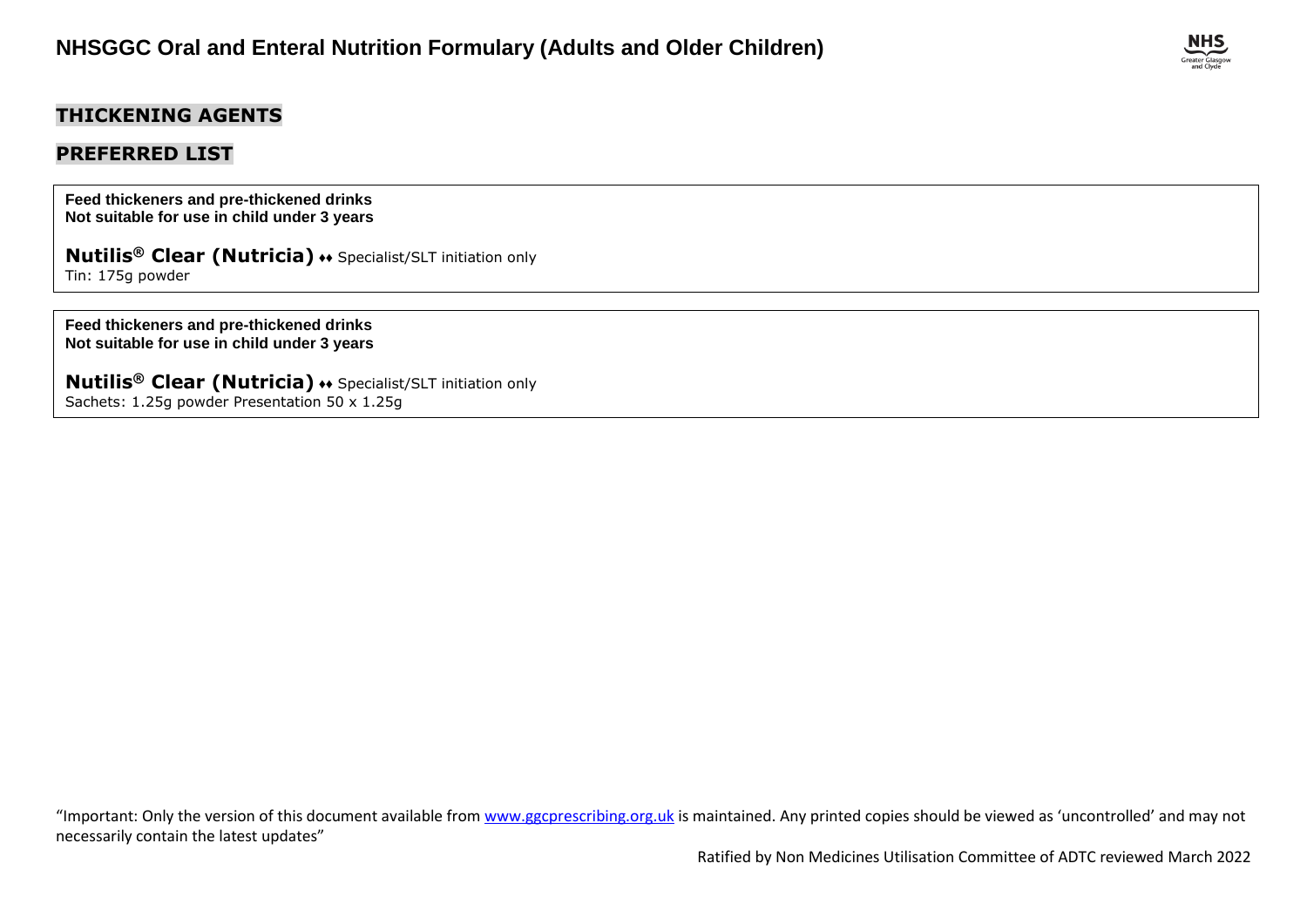## THICKENING AGENTS

## PREFERRED LIST

**Feed thickeners and pre-thickened drinks**
**Not suitable for use in child under 3 years**

**Nutilis® Clear (Nutricia)** ♦♦ Specialist/SLT initiation only
Tin: 175g powder

**Feed thickeners and pre-thickened drinks**
**Not suitable for use in child under 3 years**

**Nutilis® Clear (Nutricia)** ♦♦ Specialist/SLT initiation only
Sachets: 1.25g powder Presentation 50 x 1.25g

"Important: Only the version of this document available from www.ggcprescribing.org.uk is maintained. Any printed copies should be viewed as 'uncontrolled' and may not necessarily contain the latest updates"

Ratified by Non Medicines Utilisation Committee of ADTC reviewed March 2022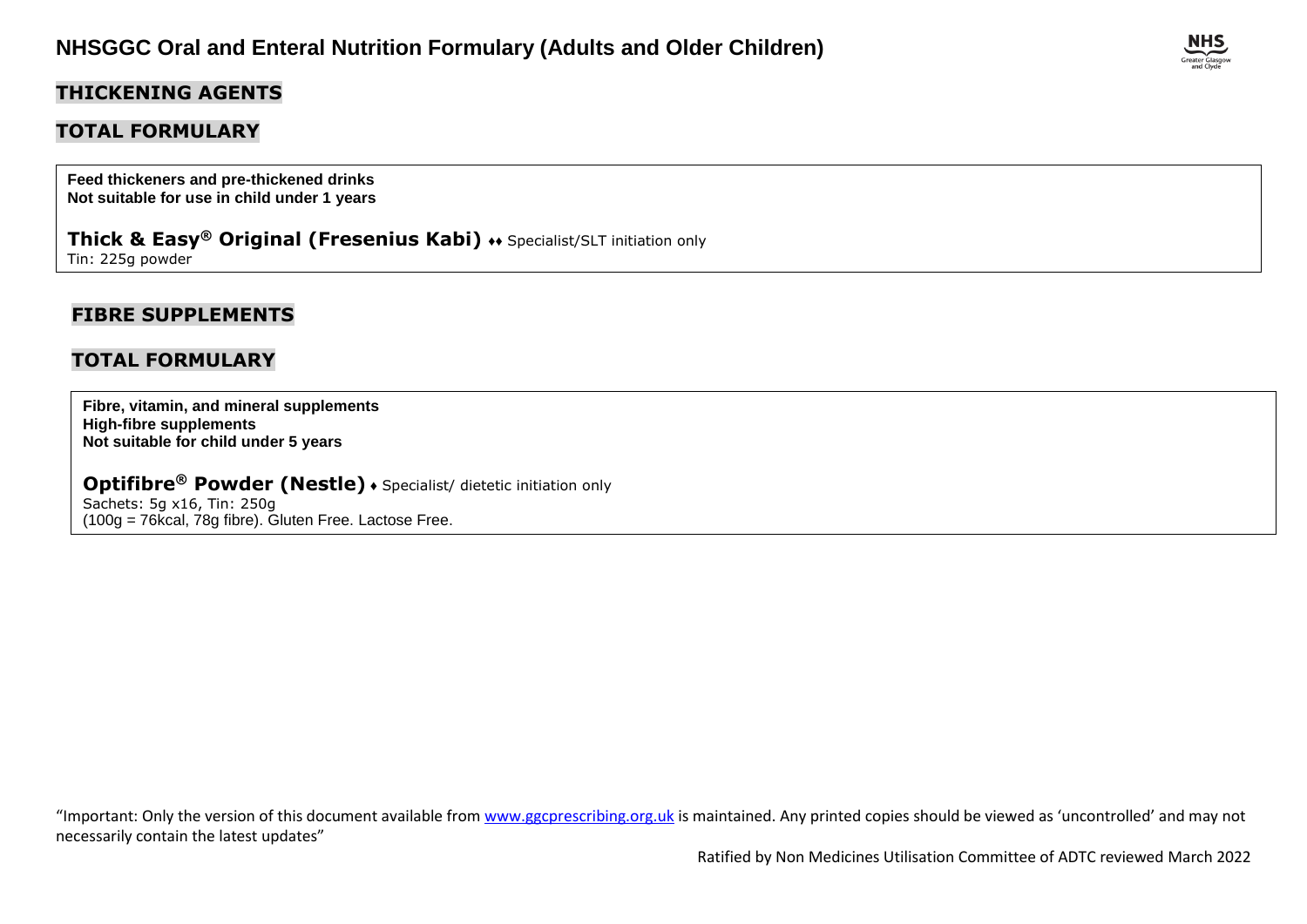## THICKENING AGENTS

## TOTAL FORMULARY

**Feed thickeners and pre-thickened drinks**
**Not suitable for use in child under 1 years**

**Thick & Easy® Original (Fresenius Kabi)** ♦♦ Specialist/SLT initiation only
Tin: 225g powder

## FIBRE SUPPLEMENTS

## TOTAL FORMULARY

**Fibre, vitamin, and mineral supplements**
**High-fibre supplements**
**Not suitable for child under 5 years**

**Optifibre® Powder (Nestle)** ♦ Specialist/ dietetic initiation only
Sachets: 5g x16, Tin: 250g
(100g = 76kcal, 78g fibre). Gluten Free. Lactose Free.

"Important: Only the version of this document available from www.ggcprescribing.org.uk is maintained. Any printed copies should be viewed as 'uncontrolled' and may not necessarily contain the latest updates"

Ratified by Non Medicines Utilisation Committee of ADTC reviewed March 2022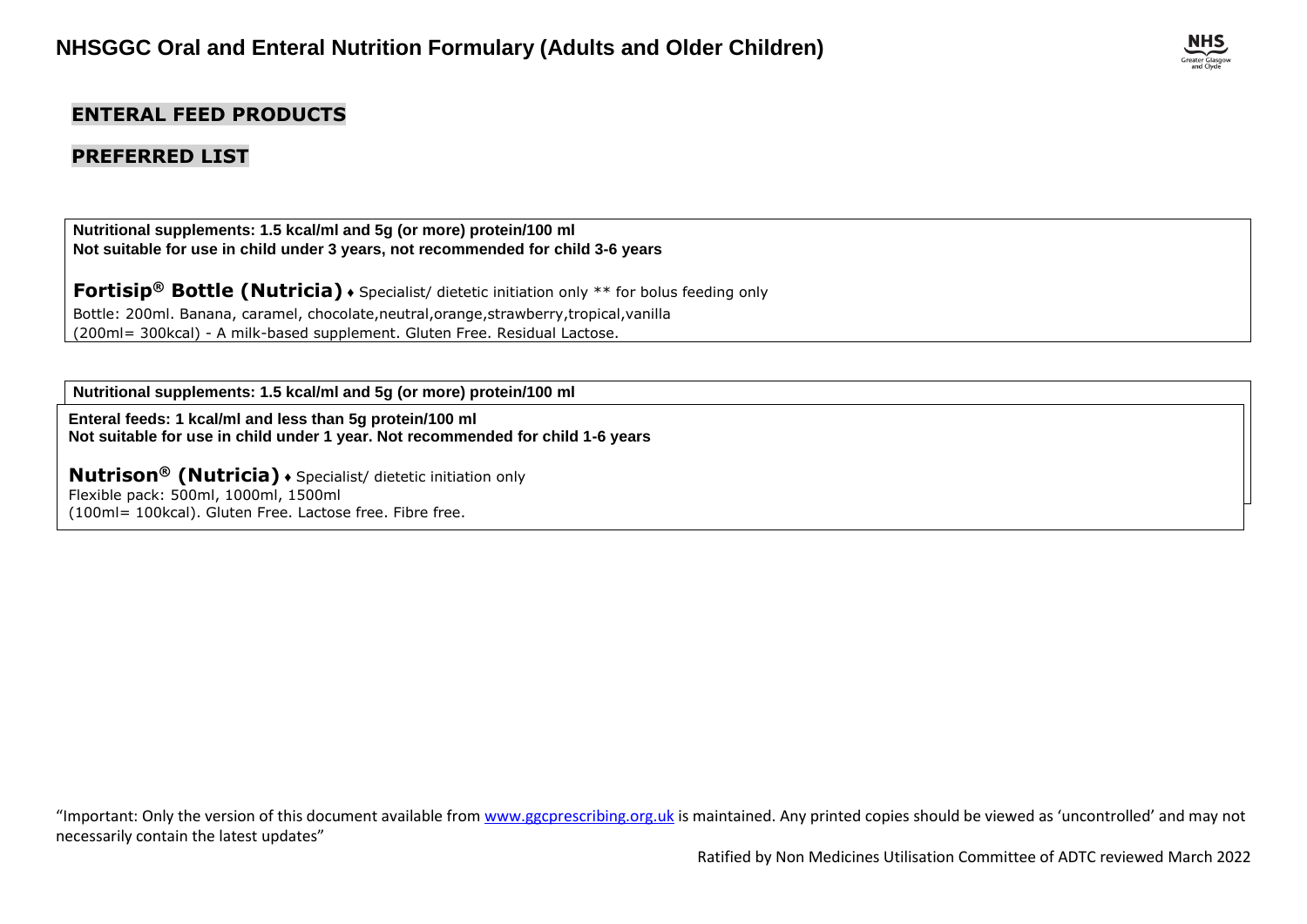## ENTERAL FEED PRODUCTS

## PREFERRED LIST

**Nutritional supplements: 1.5 kcal/ml and 5g (or more) protein/100 ml**
**Not suitable for use in child under 3 years, not recommended for child 3-6 years**

**Fortisip® Bottle (Nutricia)** ♦ Specialist/ dietetic initiation only ** for bolus feeding only

Bottle: 200ml. Banana, caramel, chocolate,neutral,orange,strawberry,tropical,vanilla
(200ml= 300kcal) - A milk-based supplement. Gluten Free. Residual Lactose.

**Nutritional supplements: 1.5 kcal/ml and 5g (or more) protein/100 ml**

**Enteral feeds: 1 kcal/ml and less than 5g protein/100 ml**
**Not suitable for use in child under 1 year. Not recommended for child 1-6 years**

**Nutrison® (Nutricia)** ♦ Specialist/ dietetic initiation only
Flexible pack: 500ml, 1000ml, 1500ml
(100ml= 100kcal). Gluten Free. Lactose free. Fibre free.

"Important: Only the version of this document available from www.ggcprescribing.org.uk is maintained. Any printed copies should be viewed as 'uncontrolled' and may not necessarily contain the latest updates"

Ratified by Non Medicines Utilisation Committee of ADTC reviewed March 2022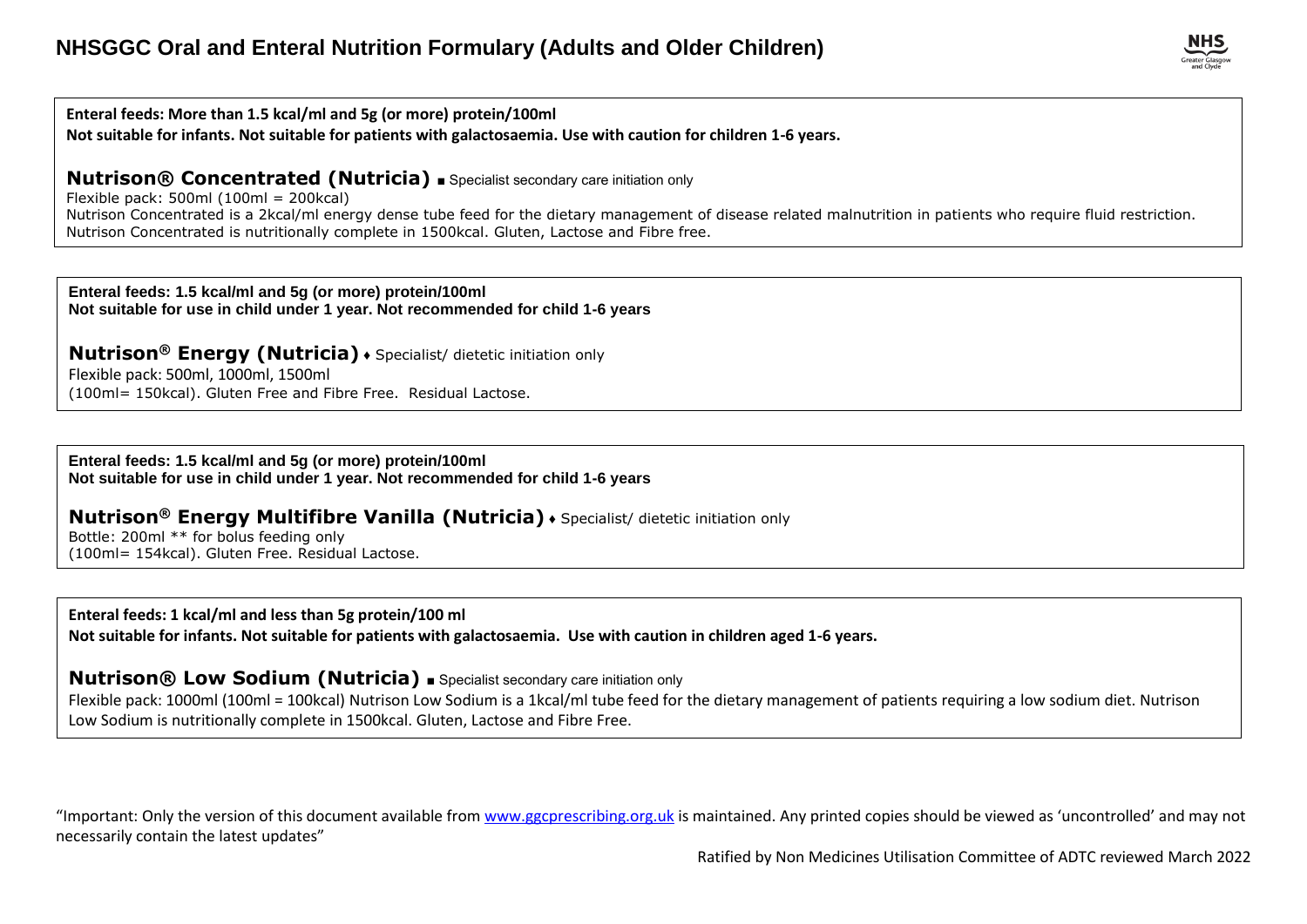**Enteral feeds: More than 1.5 kcal/ml and 5g (or more) protein/100ml**
**Not suitable for infants. Not suitable for patients with galactosaemia. Use with caution for children 1-6 years.**

### Nutrison® Concentrated (Nutricia) ■ Specialist secondary care initiation only

Flexible pack: 500ml (100ml = 200kcal)
Nutrison Concentrated is a 2kcal/ml energy dense tube feed for the dietary management of disease related malnutrition in patients who require fluid restriction. Nutrison Concentrated is nutritionally complete in 1500kcal. Gluten, Lactose and Fibre free.

**Enteral feeds: 1.5 kcal/ml and 5g (or more) protein/100ml**
**Not suitable for use in child under 1 year. Not recommended for child 1-6 years**

### Nutrison® Energy (Nutricia) ♦ Specialist/ dietetic initiation only

Flexible pack: 500ml, 1000ml, 1500ml
(100ml= 150kcal). Gluten Free and Fibre Free. Residual Lactose.

**Enteral feeds: 1.5 kcal/ml and 5g (or more) protein/100ml**
**Not suitable for use in child under 1 year. Not recommended for child 1-6 years**

### Nutrison® Energy Multifibre Vanilla (Nutricia) ♦ Specialist/ dietetic initiation only

Bottle: 200ml ** for bolus feeding only
(100ml= 154kcal). Gluten Free. Residual Lactose.

**Enteral feeds: 1 kcal/ml and less than 5g protein/100 ml**
**Not suitable for infants. Not suitable for patients with galactosaemia. Use with caution in children aged 1-6 years.**

### Nutrison® Low Sodium (Nutricia) ■ Specialist secondary care initiation only

Flexible pack: 1000ml (100ml = 100kcal) Nutrison Low Sodium is a 1kcal/ml tube feed for the dietary management of patients requiring a low sodium diet. Nutrison Low Sodium is nutritionally complete in 1500kcal. Gluten, Lactose and Fibre Free.

"Important: Only the version of this document available from www.ggcprescribing.org.uk is maintained. Any printed copies should be viewed as 'uncontrolled' and may not necessarily contain the latest updates"

Ratified by Non Medicines Utilisation Committee of ADTC reviewed March 2022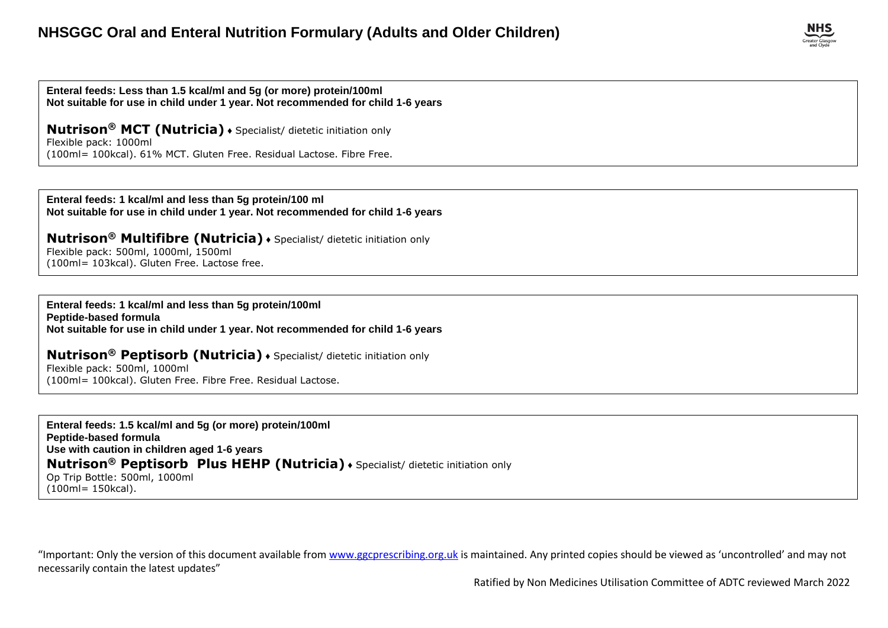**Enteral feeds: Less than 1.5 kcal/ml and 5g (or more) protein/100ml**
**Not suitable for use in child under 1 year. Not recommended for child 1-6 years**

**Nutrison® MCT (Nutricia)** ♦ Specialist/ dietetic initiation only
Flexible pack: 1000ml
(100ml= 100kcal). 61% MCT. Gluten Free. Residual Lactose. Fibre Free.

**Enteral feeds: 1 kcal/ml and less than 5g protein/100 ml**
**Not suitable for use in child under 1 year. Not recommended for child 1-6 years**

**Nutrison® Multifibre (Nutricia)** ♦ Specialist/ dietetic initiation only
Flexible pack: 500ml, 1000ml, 1500ml
(100ml= 103kcal). Gluten Free. Lactose free.

**Enteral feeds: 1 kcal/ml and less than 5g protein/100ml**
**Peptide-based formula**
**Not suitable for use in child under 1 year. Not recommended for child 1-6 years**

**Nutrison® Peptisorb (Nutricia)** ♦ Specialist/ dietetic initiation only
Flexible pack: 500ml, 1000ml
(100ml= 100kcal). Gluten Free. Fibre Free. Residual Lactose.

**Enteral feeds: 1.5 kcal/ml and 5g (or more) protein/100ml**
**Peptide-based formula**
**Use with caution in children aged 1-6 years**
**Nutrison® Peptisorb Plus HEHP (Nutricia)** ♦ Specialist/ dietetic initiation only
Op Trip Bottle: 500ml, 1000ml
(100ml= 150kcal).

"Important: Only the version of this document available from www.ggcprescribing.org.uk is maintained. Any printed copies should be viewed as 'uncontrolled' and may not necessarily contain the latest updates"

Ratified by Non Medicines Utilisation Committee of ADTC reviewed March 2022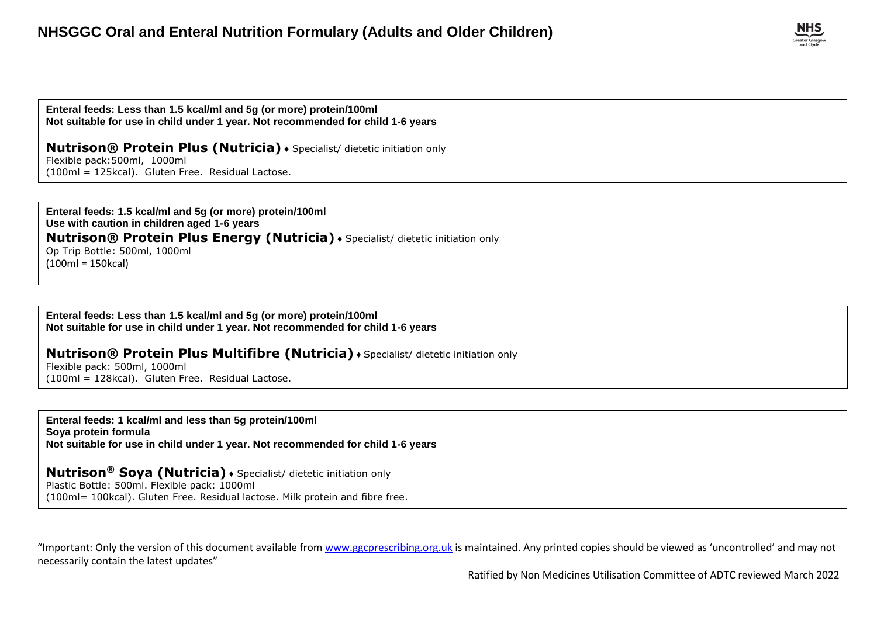**Enteral feeds: Less than 1.5 kcal/ml and 5g (or more) protein/100ml**
**Not suitable for use in child under 1 year. Not recommended for child 1-6 years**

**Nutrison® Protein Plus (Nutricia)** ♦ Specialist/ dietetic initiation only
Flexible pack: 500ml, 1000ml
(100ml = 125kcal). Gluten Free. Residual Lactose.

**Enteral feeds: 1.5 kcal/ml and 5g (or more) protein/100ml**
**Use with caution in children aged 1-6 years**

**Nutrison® Protein Plus Energy (Nutricia)** ♦ Specialist/ dietetic initiation only
Op Trip Bottle: 500ml, 1000ml
(100ml = 150kcal)

**Enteral feeds: Less than 1.5 kcal/ml and 5g (or more) protein/100ml**
**Not suitable for use in child under 1 year. Not recommended for child 1-6 years**

**Nutrison® Protein Plus Multifibre (Nutricia)** ♦ Specialist/ dietetic initiation only
Flexible pack: 500ml, 1000ml
(100ml = 128kcal). Gluten Free. Residual Lactose.

**Enteral feeds: 1 kcal/ml and less than 5g protein/100ml**
**Soya protein formula**
**Not suitable for use in child under 1 year. Not recommended for child 1-6 years**

**Nutrison® Soya (Nutricia)** ♦ Specialist/ dietetic initiation only
Plastic Bottle: 500ml. Flexible pack: 1000ml
(100ml= 100kcal). Gluten Free. Residual lactose. Milk protein and fibre free.

"Important: Only the version of this document available from www.ggcprescribing.org.uk is maintained. Any printed copies should be viewed as 'uncontrolled' and may not necessarily contain the latest updates"

Ratified by Non Medicines Utilisation Committee of ADTC reviewed March 2022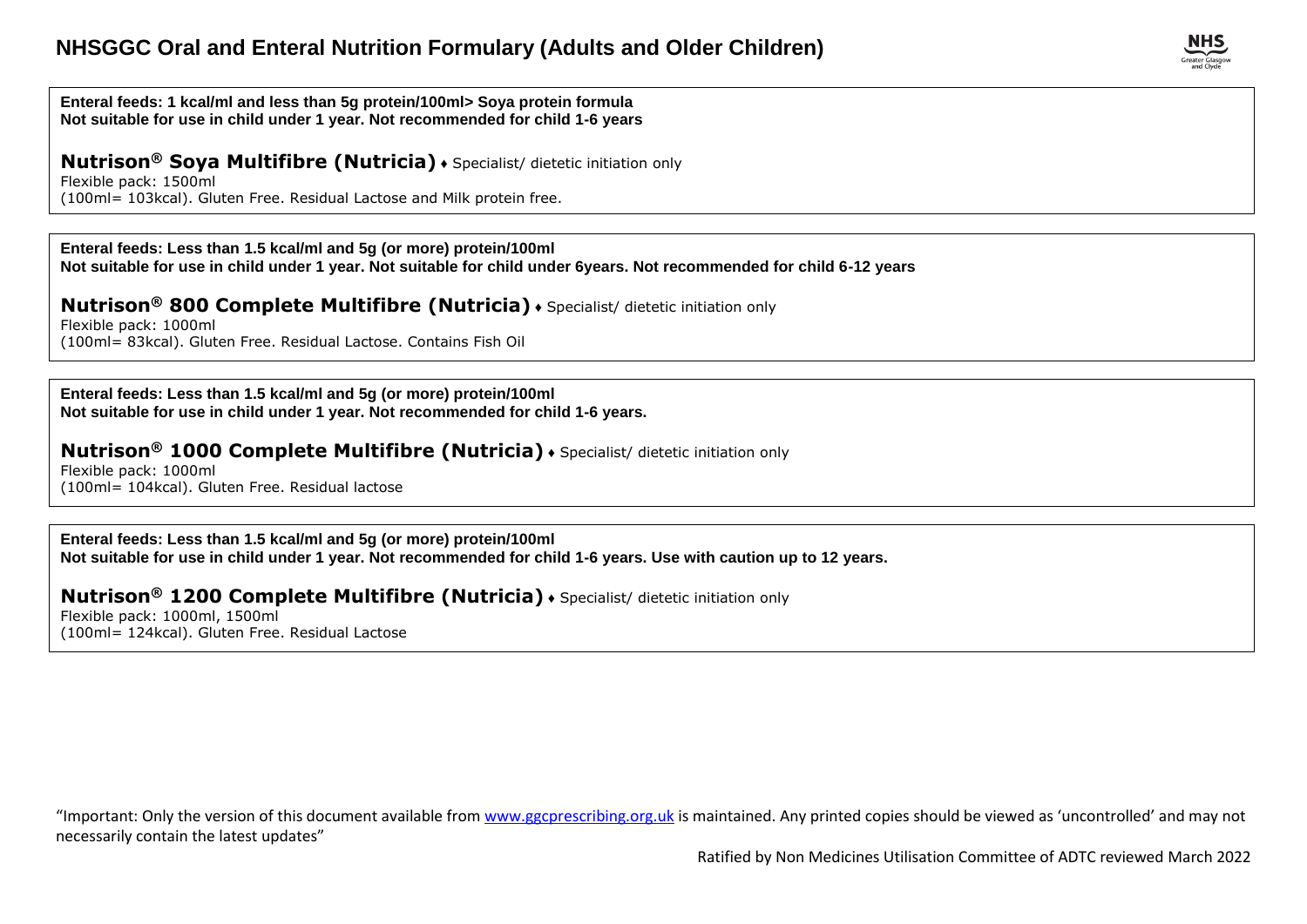**Enteral feeds: 1 kcal/ml and less than 5g protein/100ml> Soya protein formula**
**Not suitable for use in child under 1 year. Not recommended for child 1-6 years**

### Nutrison® Soya Multifibre (Nutricia) ♦ Specialist/ dietetic initiation only

Flexible pack: 1500ml
(100ml= 103kcal). Gluten Free. Residual Lactose and Milk protein free.

**Enteral feeds: Less than 1.5 kcal/ml and 5g (or more) protein/100ml**
**Not suitable for use in child under 1 year. Not suitable for child under 6years. Not recommended for child 6-12 years**

### Nutrison® 800 Complete Multifibre (Nutricia) ♦ Specialist/ dietetic initiation only

Flexible pack: 1000ml
(100ml= 83kcal). Gluten Free. Residual Lactose. Contains Fish Oil

**Enteral feeds: Less than 1.5 kcal/ml and 5g (or more) protein/100ml**
**Not suitable for use in child under 1 year. Not recommended for child 1-6 years.**

### Nutrison® 1000 Complete Multifibre (Nutricia) ♦ Specialist/ dietetic initiation only

Flexible pack: 1000ml
(100ml= 104kcal). Gluten Free. Residual lactose

**Enteral feeds: Less than 1.5 kcal/ml and 5g (or more) protein/100ml**
**Not suitable for use in child under 1 year. Not recommended for child 1-6 years. Use with caution up to 12 years.**

### Nutrison® 1200 Complete Multifibre (Nutricia) ♦ Specialist/ dietetic initiation only

Flexible pack: 1000ml, 1500ml
(100ml= 124kcal). Gluten Free. Residual Lactose

"Important: Only the version of this document available from www.ggcprescribing.org.uk is maintained. Any printed copies should be viewed as 'uncontrolled' and may not necessarily contain the latest updates"

Ratified by Non Medicines Utilisation Committee of ADTC reviewed March 2022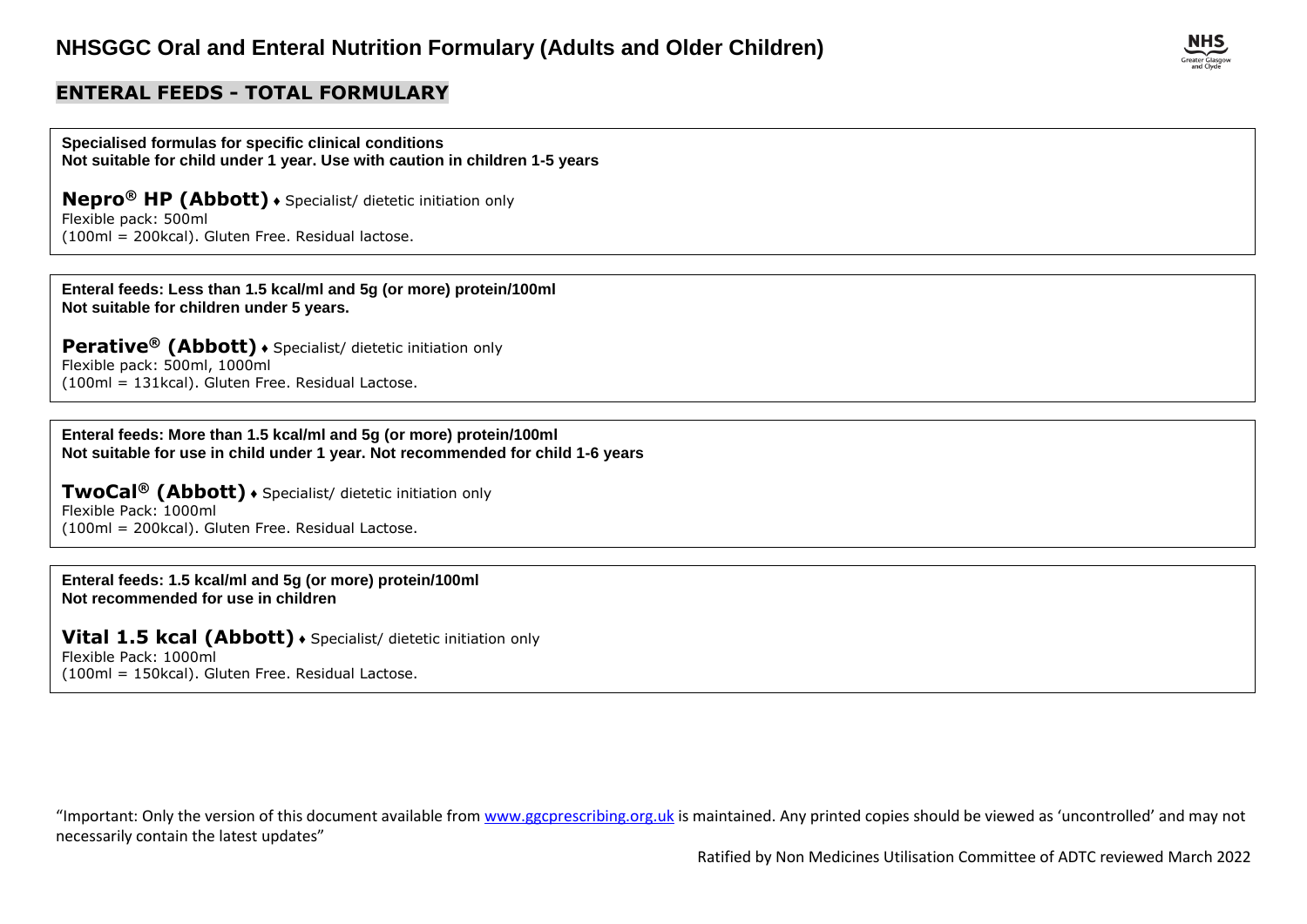## ENTERAL FEEDS - TOTAL FORMULARY

**Specialised formulas for specific clinical conditions**
**Not suitable for child under 1 year. Use with caution in children 1-5 years**

**Nepro® HP (Abbott)** ♦ Specialist/ dietetic initiation only
Flexible pack: 500ml
(100ml = 200kcal). Gluten Free. Residual lactose.

**Enteral feeds: Less than 1.5 kcal/ml and 5g (or more) protein/100ml**
**Not suitable for children under 5 years.**

**Perative® (Abbott)** ♦ Specialist/ dietetic initiation only
Flexible pack: 500ml, 1000ml
(100ml = 131kcal). Gluten Free. Residual Lactose.

**Enteral feeds: More than 1.5 kcal/ml and 5g (or more) protein/100ml**
**Not suitable for use in child under 1 year. Not recommended for child 1-6 years**

**TwoCal® (Abbott)** ♦ Specialist/ dietetic initiation only
Flexible Pack: 1000ml
(100ml = 200kcal). Gluten Free. Residual Lactose.

**Enteral feeds: 1.5 kcal/ml and 5g (or more) protein/100ml**
**Not recommended for use in children**

**Vital 1.5 kcal (Abbott)** ♦ Specialist/ dietetic initiation only
Flexible Pack: 1000ml
(100ml = 150kcal). Gluten Free. Residual Lactose.

"Important: Only the version of this document available from www.ggcprescribing.org.uk is maintained. Any printed copies should be viewed as 'uncontrolled' and may not necessarily contain the latest updates"

Ratified by Non Medicines Utilisation Committee of ADTC reviewed March 2022